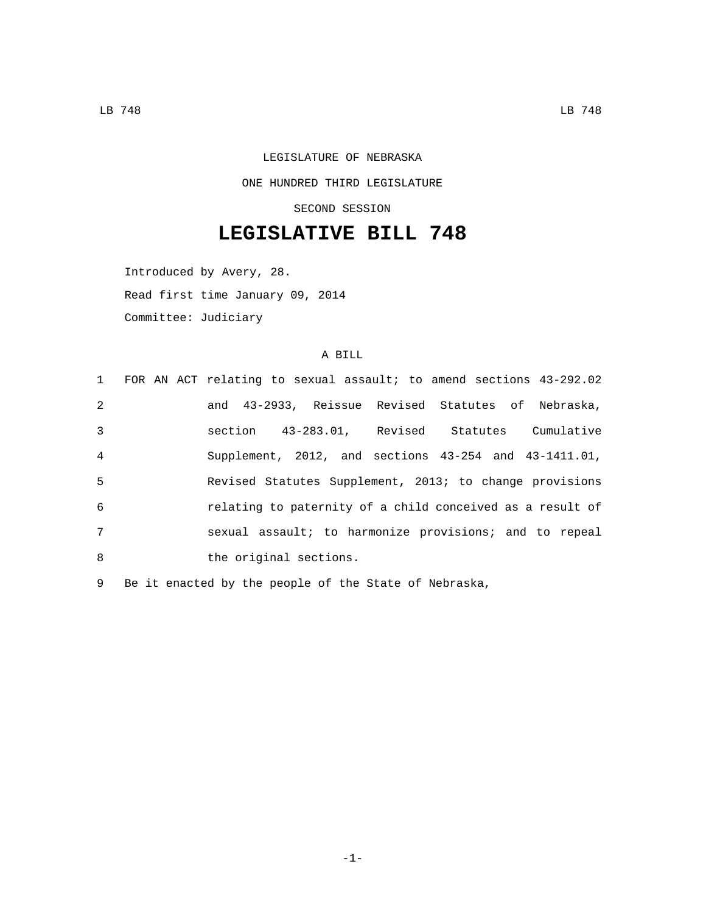LEGISLATURE OF NEBRASKA

ONE HUNDRED THIRD LEGISLATURE

SECOND SESSION

# LEGISLATIVE BILL 748

Introduced by Avery, 28.

Read first time January 09, 2014

Committee: Judiciary

A BILL

1 FOR AN ACT relating to sexual assault; to amend sections 43-292.02
2 and 43-2933, Reissue Revised Statutes of Nebraska,
3 section 43-283.01, Revised Statutes Cumulative
4 Supplement, 2012, and sections 43-254 and 43-1411.01,
5 Revised Statutes Supplement, 2013; to change provisions
6 relating to paternity of a child conceived as a result of
7 sexual assault; to harmonize provisions; and to repeal
8 the original sections.

9 Be it enacted by the people of the State of Nebraska,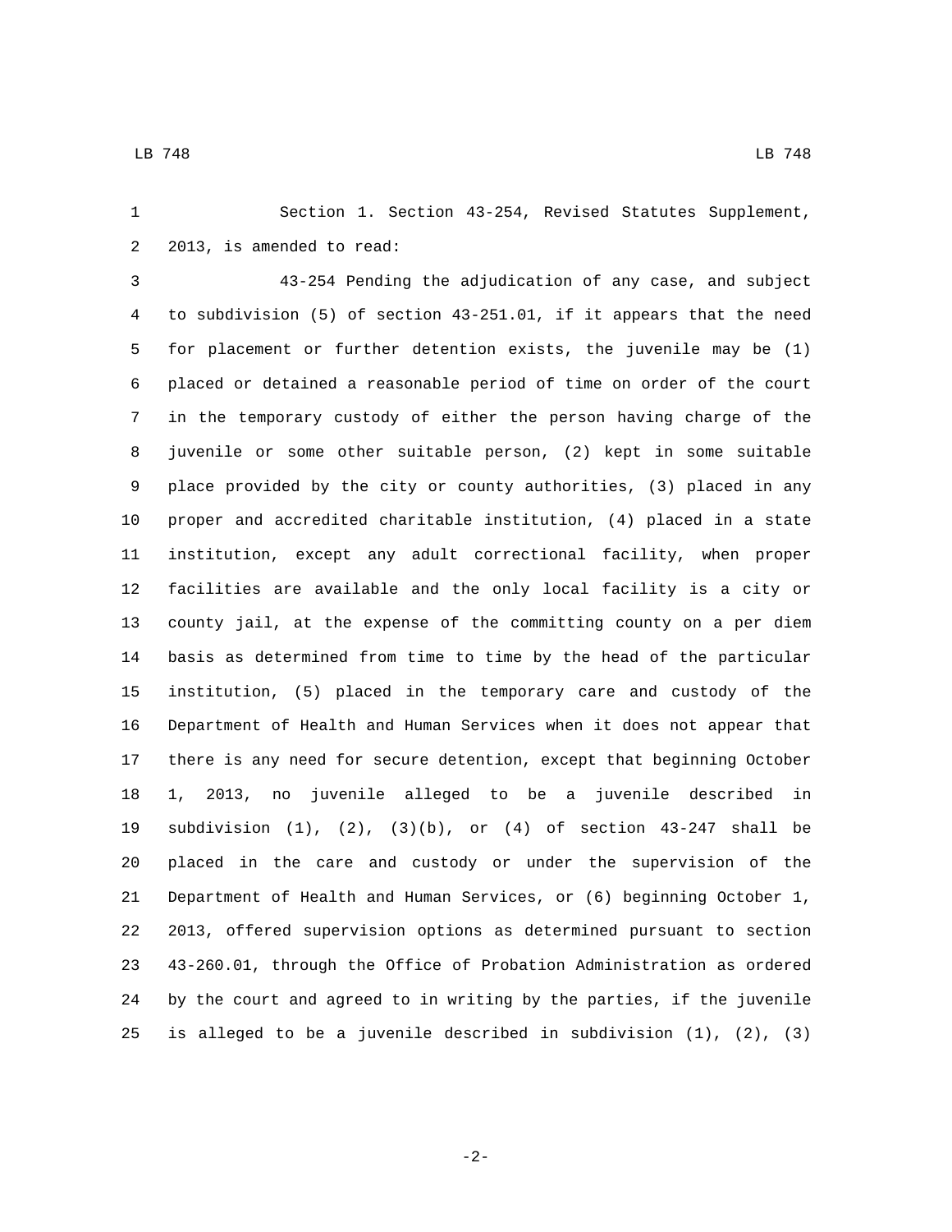Section 1. Section 43-254, Revised Statutes Supplement, 2013, is amended to read:

43-254 Pending the adjudication of any case, and subject to subdivision (5) of section 43-251.01, if it appears that the need for placement or further detention exists, the juvenile may be (1) placed or detained a reasonable period of time on order of the court in the temporary custody of either the person having charge of the juvenile or some other suitable person, (2) kept in some suitable place provided by the city or county authorities, (3) placed in any proper and accredited charitable institution, (4) placed in a state institution, except any adult correctional facility, when proper facilities are available and the only local facility is a city or county jail, at the expense of the committing county on a per diem basis as determined from time to time by the head of the particular institution, (5) placed in the temporary care and custody of the Department of Health and Human Services when it does not appear that there is any need for secure detention, except that beginning October 1, 2013, no juvenile alleged to be a juvenile described in subdivision (1), (2), (3)(b), or (4) of section 43-247 shall be placed in the care and custody or under the supervision of the Department of Health and Human Services, or (6) beginning October 1, 2013, offered supervision options as determined pursuant to section 43-260.01, through the Office of Probation Administration as ordered by the court and agreed to in writing by the parties, if the juvenile is alleged to be a juvenile described in subdivision (1), (2), (3)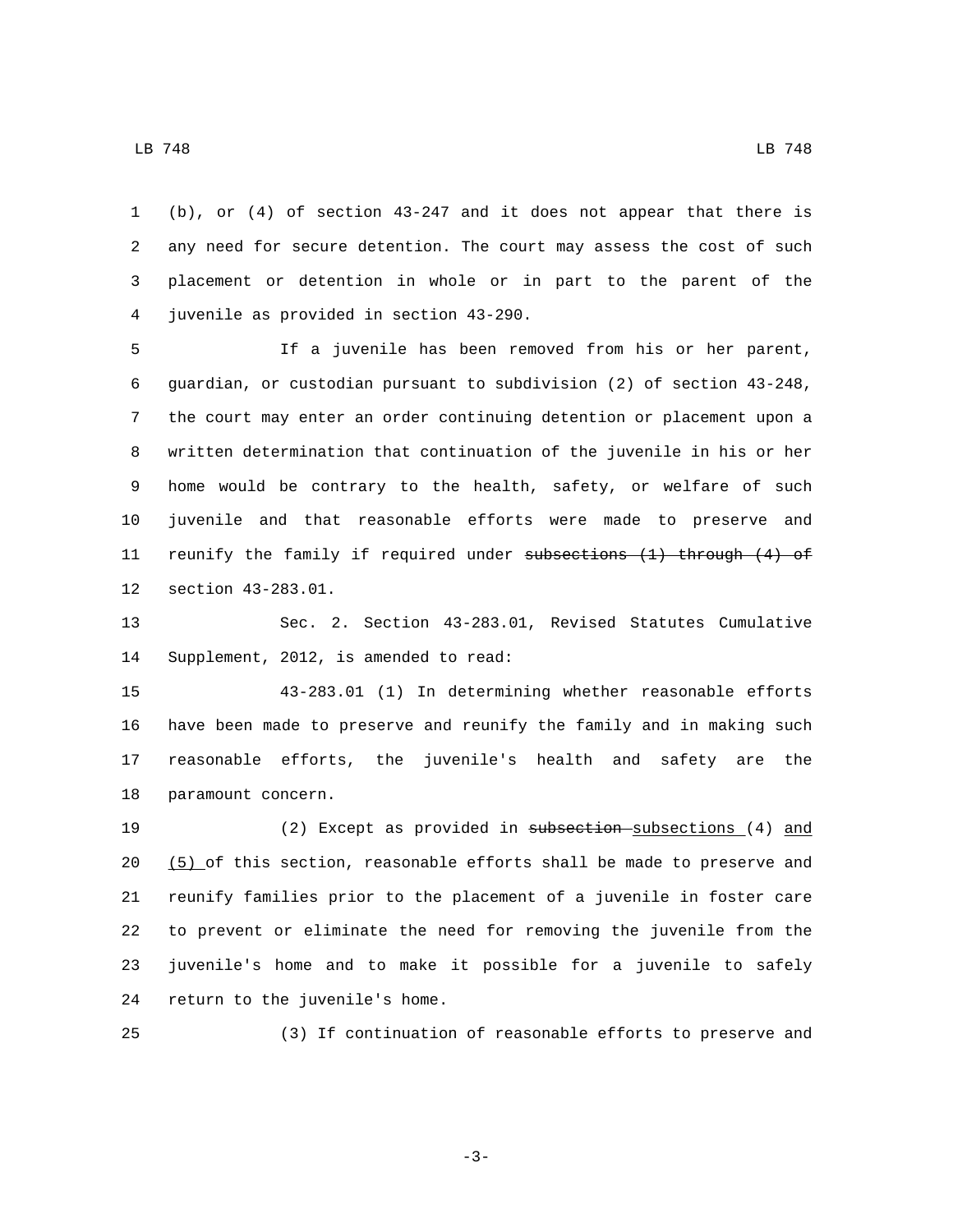(b), or (4) of section 43-247 and it does not appear that there is any need for secure detention. The court may assess the cost of such placement or detention in whole or in part to the parent of the juvenile as provided in section 43-290.

If a juvenile has been removed from his or her parent, guardian, or custodian pursuant to subdivision (2) of section 43-248, the court may enter an order continuing detention or placement upon a written determination that continuation of the juvenile in his or her home would be contrary to the health, safety, or welfare of such juvenile and that reasonable efforts were made to preserve and reunify the family if required under ~~subsections (1) through (4) of~~ section 43-283.01.

Sec. 2. Section 43-283.01, Revised Statutes Cumulative Supplement, 2012, is amended to read:

43-283.01 (1) In determining whether reasonable efforts have been made to preserve and reunify the family and in making such reasonable efforts, the juvenile's health and safety are the paramount concern.

(2) Except as provided in ~~subsection~~ subsections (4) and (5) of this section, reasonable efforts shall be made to preserve and reunify families prior to the placement of a juvenile in foster care to prevent or eliminate the need for removing the juvenile from the juvenile's home and to make it possible for a juvenile to safely return to the juvenile's home.

(3) If continuation of reasonable efforts to preserve and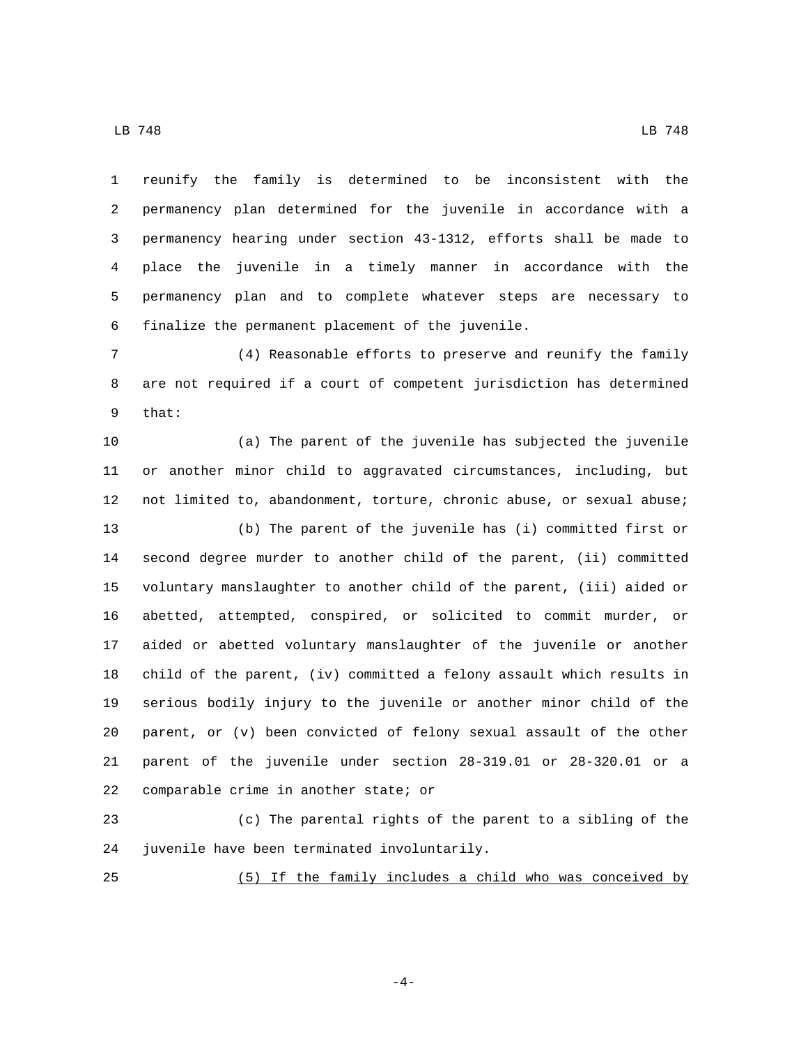reunify the family is determined to be inconsistent with the permanency plan determined for the juvenile in accordance with a permanency hearing under section 43-1312, efforts shall be made to place the juvenile in a timely manner in accordance with the permanency plan and to complete whatever steps are necessary to finalize the permanent placement of the juvenile.

(4) Reasonable efforts to preserve and reunify the family are not required if a court of competent jurisdiction has determined that:

(a) The parent of the juvenile has subjected the juvenile or another minor child to aggravated circumstances, including, but not limited to, abandonment, torture, chronic abuse, or sexual abuse;

(b) The parent of the juvenile has (i) committed first or second degree murder to another child of the parent, (ii) committed voluntary manslaughter to another child of the parent, (iii) aided or abetted, attempted, conspired, or solicited to commit murder, or aided or abetted voluntary manslaughter of the juvenile or another child of the parent, (iv) committed a felony assault which results in serious bodily injury to the juvenile or another minor child of the parent, or (v) been convicted of felony sexual assault of the other parent of the juvenile under section 28-319.01 or 28-320.01 or a comparable crime in another state; or

(c) The parental rights of the parent to a sibling of the juvenile have been terminated involuntarily.

<u>(5) If the family includes a child who was conceived by</u>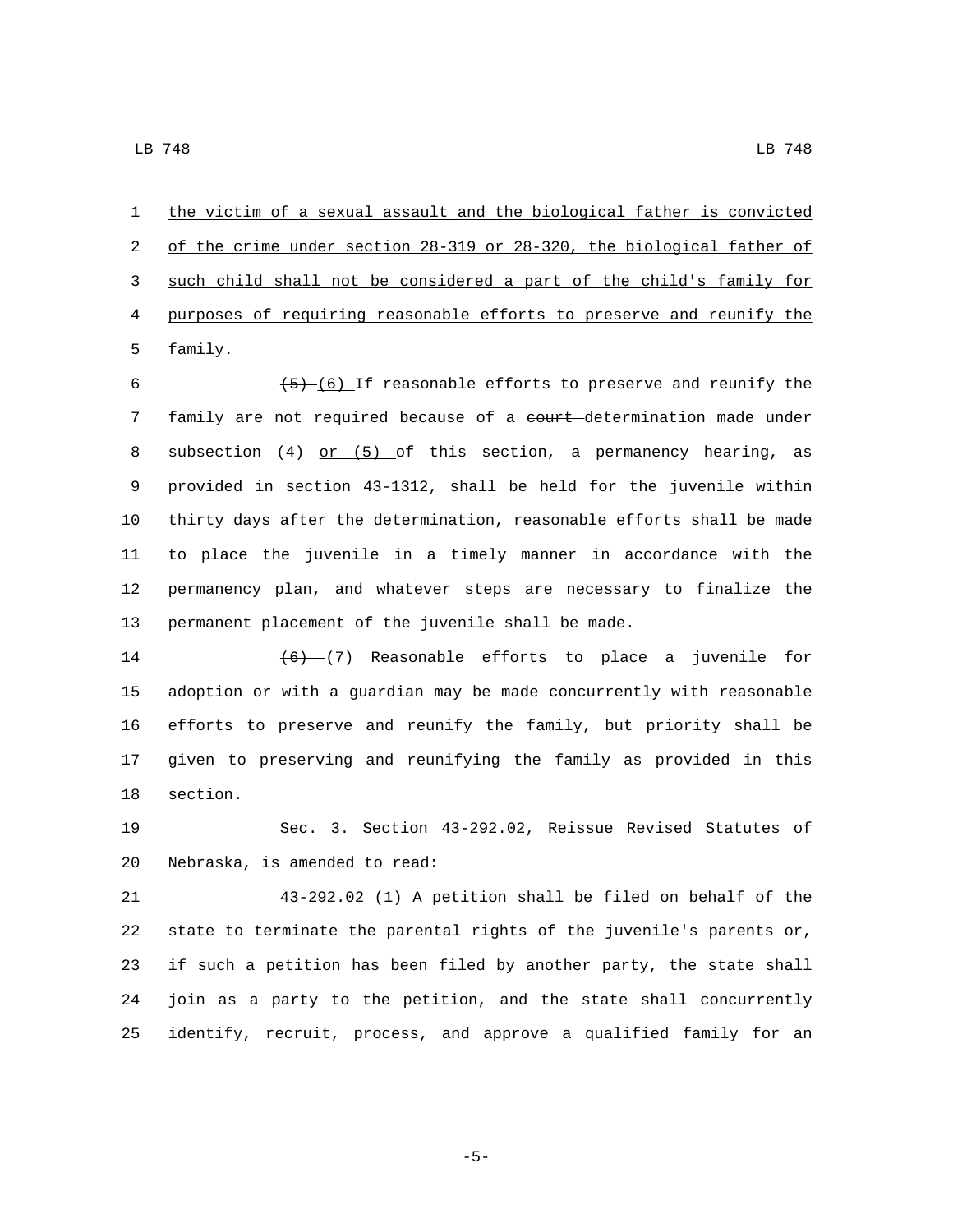the victim of a sexual assault and the biological father is convicted of the crime under section 28-319 or 28-320, the biological father of such child shall not be considered a part of the child's family for purposes of requiring reasonable efforts to preserve and reunify the family.

~~(5)~~ (6) If reasonable efforts to preserve and reunify the family are not required because of a ~~court~~ determination made under subsection (4) or (5) of this section, a permanency hearing, as provided in section 43-1312, shall be held for the juvenile within thirty days after the determination, reasonable efforts shall be made to place the juvenile in a timely manner in accordance with the permanency plan, and whatever steps are necessary to finalize the permanent placement of the juvenile shall be made.

~~(6)~~ (7) Reasonable efforts to place a juvenile for adoption or with a guardian may be made concurrently with reasonable efforts to preserve and reunify the family, but priority shall be given to preserving and reunifying the family as provided in this section.

Sec. 3. Section 43-292.02, Reissue Revised Statutes of Nebraska, is amended to read:

43-292.02 (1) A petition shall be filed on behalf of the state to terminate the parental rights of the juvenile's parents or, if such a petition has been filed by another party, the state shall join as a party to the petition, and the state shall concurrently identify, recruit, process, and approve a qualified family for an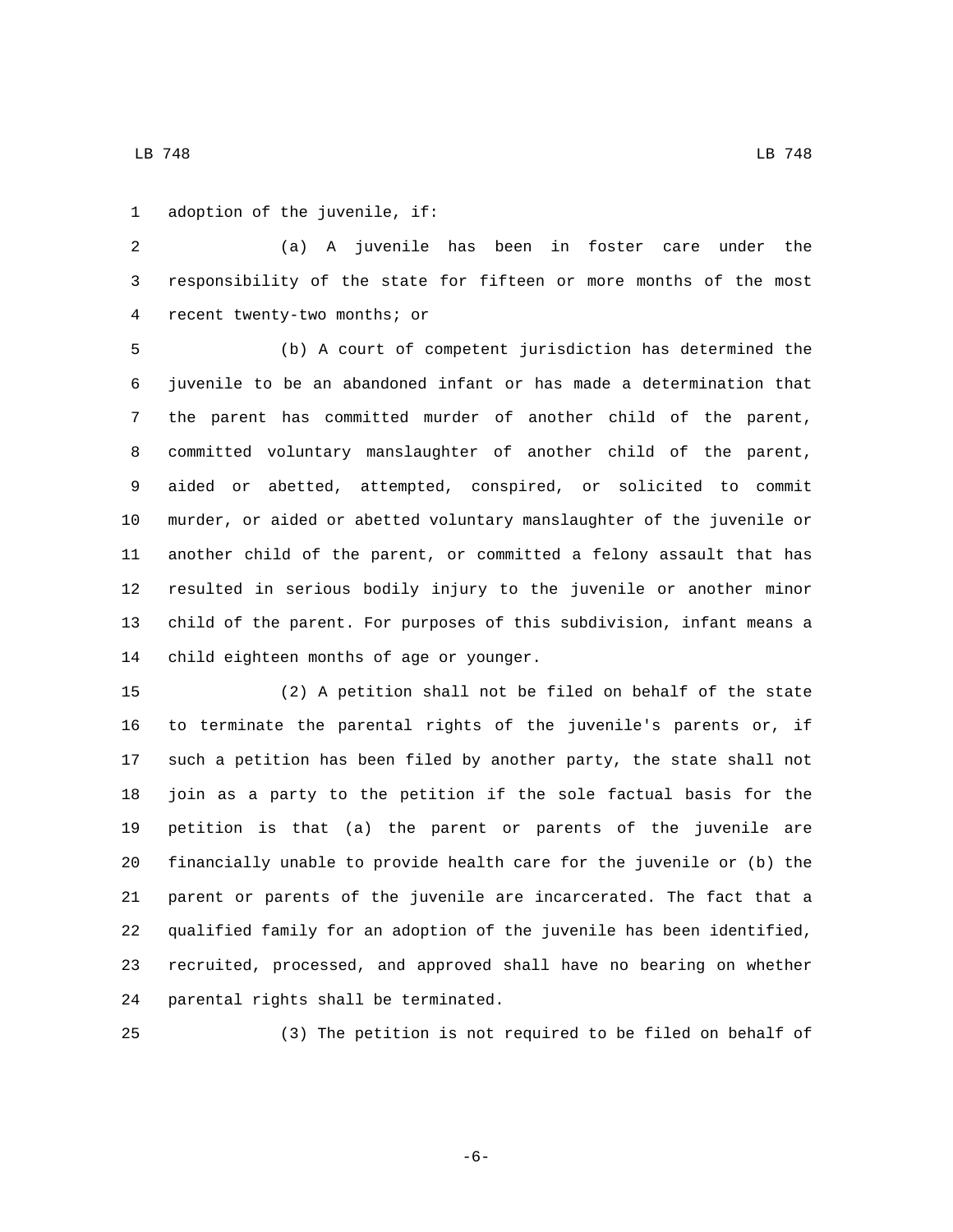adoption of the juvenile, if:

(a) A juvenile has been in foster care under the responsibility of the state for fifteen or more months of the most recent twenty-two months; or

(b) A court of competent jurisdiction has determined the juvenile to be an abandoned infant or has made a determination that the parent has committed murder of another child of the parent, committed voluntary manslaughter of another child of the parent, aided or abetted, attempted, conspired, or solicited to commit murder, or aided or abetted voluntary manslaughter of the juvenile or another child of the parent, or committed a felony assault that has resulted in serious bodily injury to the juvenile or another minor child of the parent. For purposes of this subdivision, infant means a child eighteen months of age or younger.

(2) A petition shall not be filed on behalf of the state to terminate the parental rights of the juvenile's parents or, if such a petition has been filed by another party, the state shall not join as a party to the petition if the sole factual basis for the petition is that (a) the parent or parents of the juvenile are financially unable to provide health care for the juvenile or (b) the parent or parents of the juvenile are incarcerated. The fact that a qualified family for an adoption of the juvenile has been identified, recruited, processed, and approved shall have no bearing on whether parental rights shall be terminated.

(3) The petition is not required to be filed on behalf of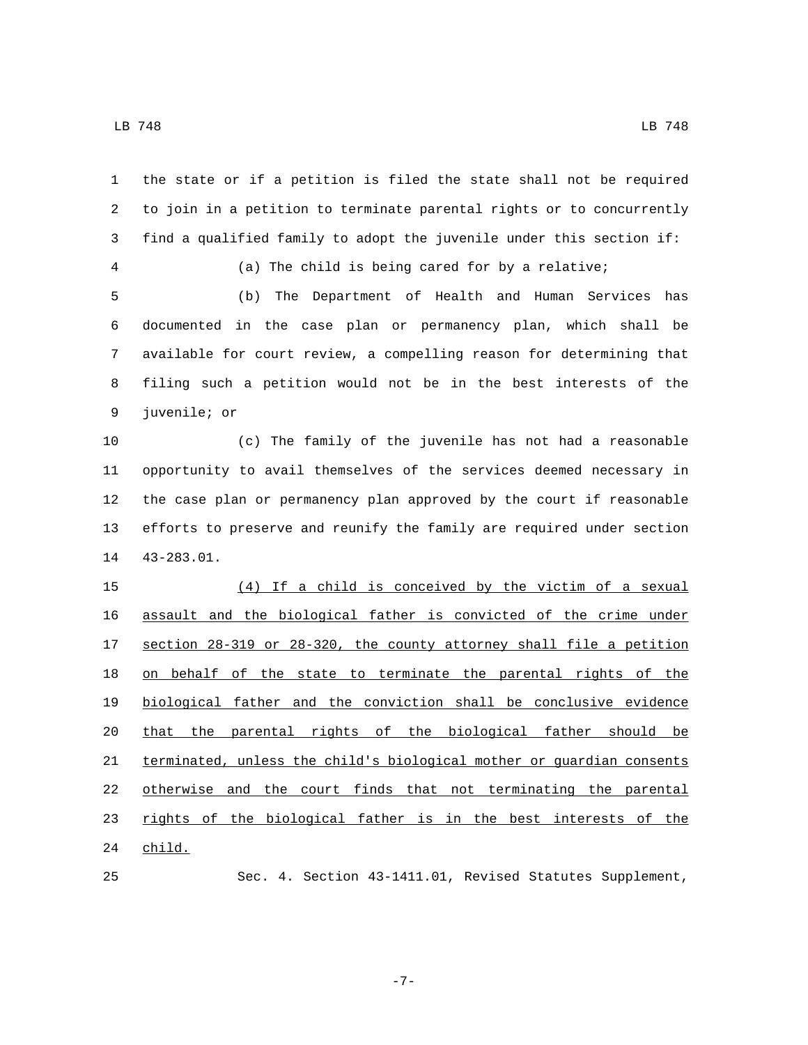the state or if a petition is filed the state shall not be required to join in a petition to terminate parental rights or to concurrently find a qualified family to adopt the juvenile under this section if:

(a) The child is being cared for by a relative;

(b) The Department of Health and Human Services has documented in the case plan or permanency plan, which shall be available for court review, a compelling reason for determining that filing such a petition would not be in the best interests of the juvenile; or

(c) The family of the juvenile has not had a reasonable opportunity to avail themselves of the services deemed necessary in the case plan or permanency plan approved by the court if reasonable efforts to preserve and reunify the family are required under section 43-283.01.

<u>(4) If a child is conceived by the victim of a sexual assault and the biological father is convicted of the crime under section 28-319 or 28-320, the county attorney shall file a petition on behalf of the state to terminate the parental rights of the biological father and the conviction shall be conclusive evidence that the parental rights of the biological father should be terminated, unless the child's biological mother or guardian consents otherwise and the court finds that not terminating the parental rights of the biological father is in the best interests of the child.</u>

Sec. 4. Section 43-1411.01, Revised Statutes Supplement,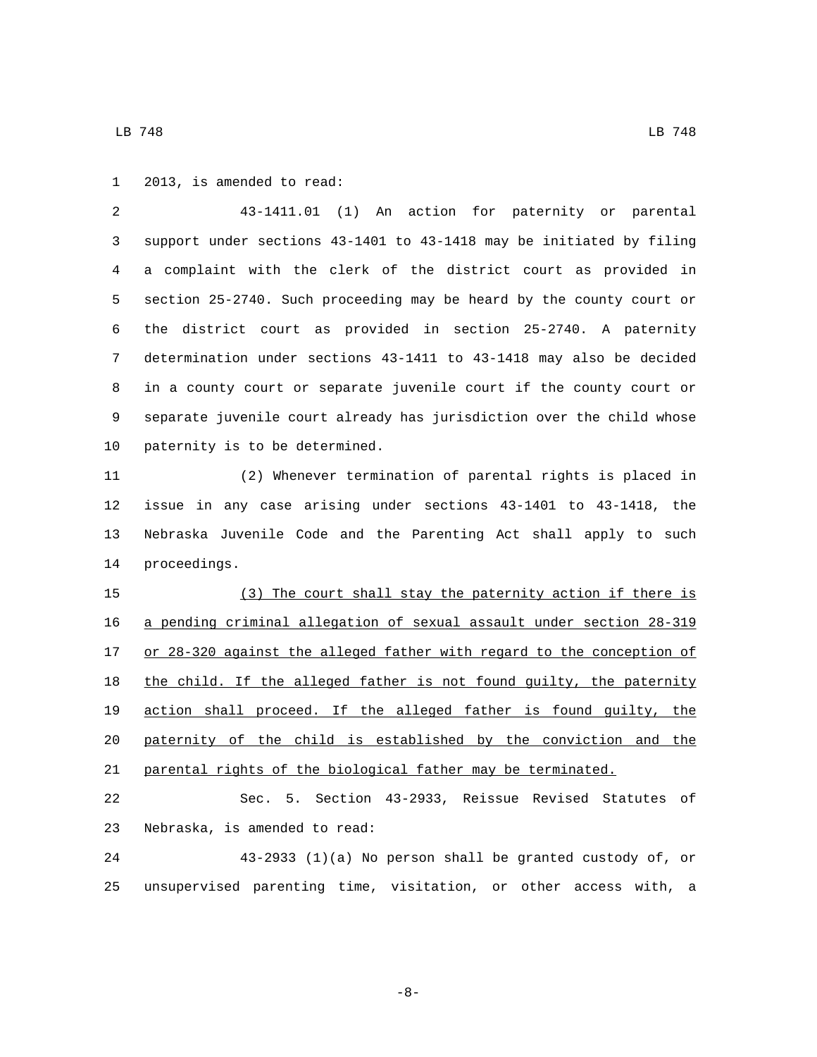2013, is amended to read:

43-1411.01 (1) An action for paternity or parental support under sections 43-1401 to 43-1418 may be initiated by filing a complaint with the clerk of the district court as provided in section 25-2740. Such proceeding may be heard by the county court or the district court as provided in section 25-2740. A paternity determination under sections 43-1411 to 43-1418 may also be decided in a county court or separate juvenile court if the county court or separate juvenile court already has jurisdiction over the child whose paternity is to be determined.

(2) Whenever termination of parental rights is placed in issue in any case arising under sections 43-1401 to 43-1418, the Nebraska Juvenile Code and the Parenting Act shall apply to such proceedings.

<u>(3) The court shall stay the paternity action if there is a pending criminal allegation of sexual assault under section 28-319 or 28-320 against the alleged father with regard to the conception of the child. If the alleged father is not found guilty, the paternity action shall proceed. If the alleged father is found guilty, the paternity of the child is established by the conviction and the parental rights of the biological father may be terminated.</u>

Sec. 5. Section 43-2933, Reissue Revised Statutes of Nebraska, is amended to read:

43-2933 (1)(a) No person shall be granted custody of, or unsupervised parenting time, visitation, or other access with, a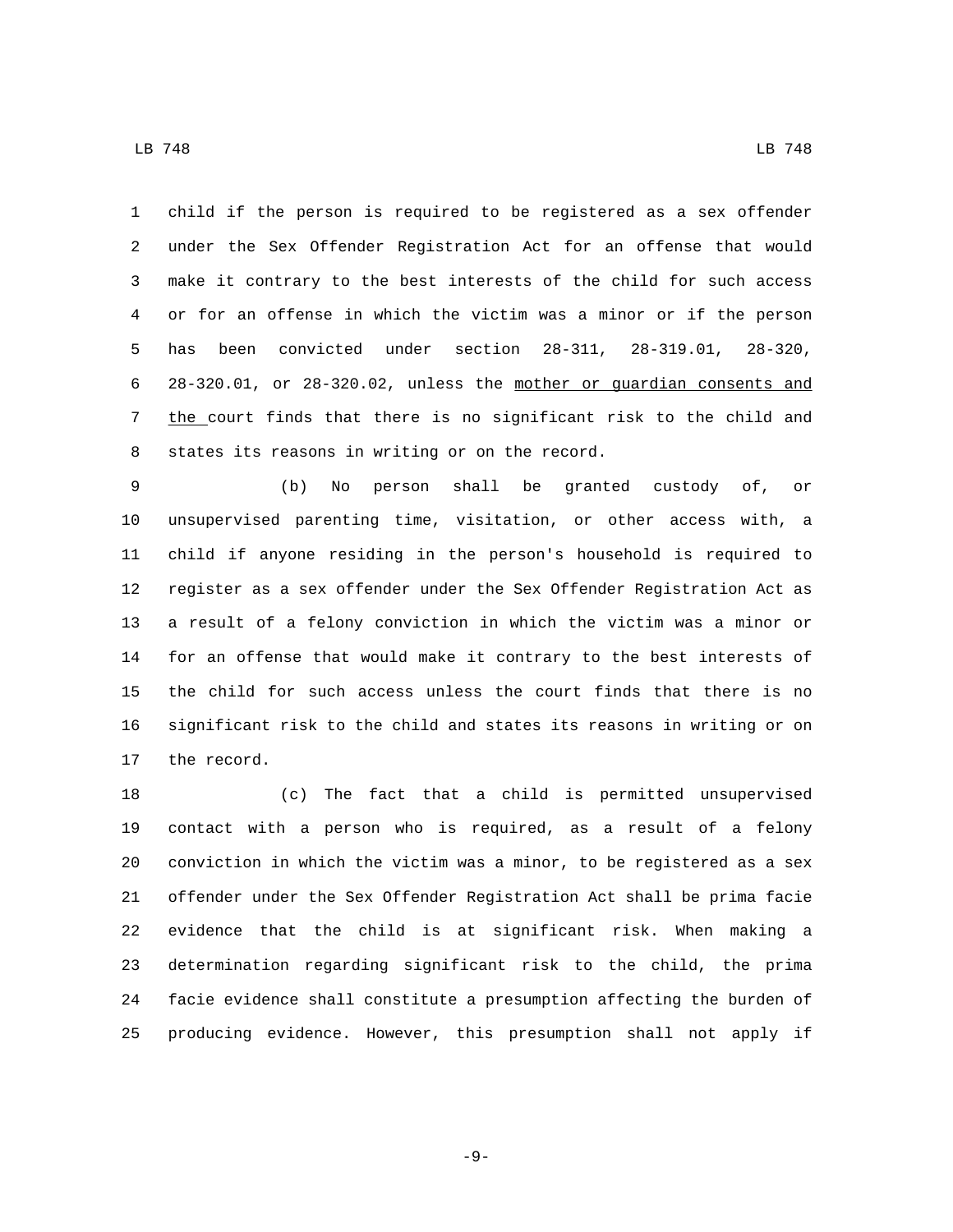child if the person is required to be registered as a sex offender under the Sex Offender Registration Act for an offense that would make it contrary to the best interests of the child for such access or for an offense in which the victim was a minor or if the person has been convicted under section 28-311, 28-319.01, 28-320, 28-320.01, or 28-320.02, unless the <u>mother or guardian consents and the</u> court finds that there is no significant risk to the child and states its reasons in writing or on the record.

(b) No person shall be granted custody of, or unsupervised parenting time, visitation, or other access with, a child if anyone residing in the person's household is required to register as a sex offender under the Sex Offender Registration Act as a result of a felony conviction in which the victim was a minor or for an offense that would make it contrary to the best interests of the child for such access unless the court finds that there is no significant risk to the child and states its reasons in writing or on the record.

(c) The fact that a child is permitted unsupervised contact with a person who is required, as a result of a felony conviction in which the victim was a minor, to be registered as a sex offender under the Sex Offender Registration Act shall be prima facie evidence that the child is at significant risk. When making a determination regarding significant risk to the child, the prima facie evidence shall constitute a presumption affecting the burden of producing evidence. However, this presumption shall not apply if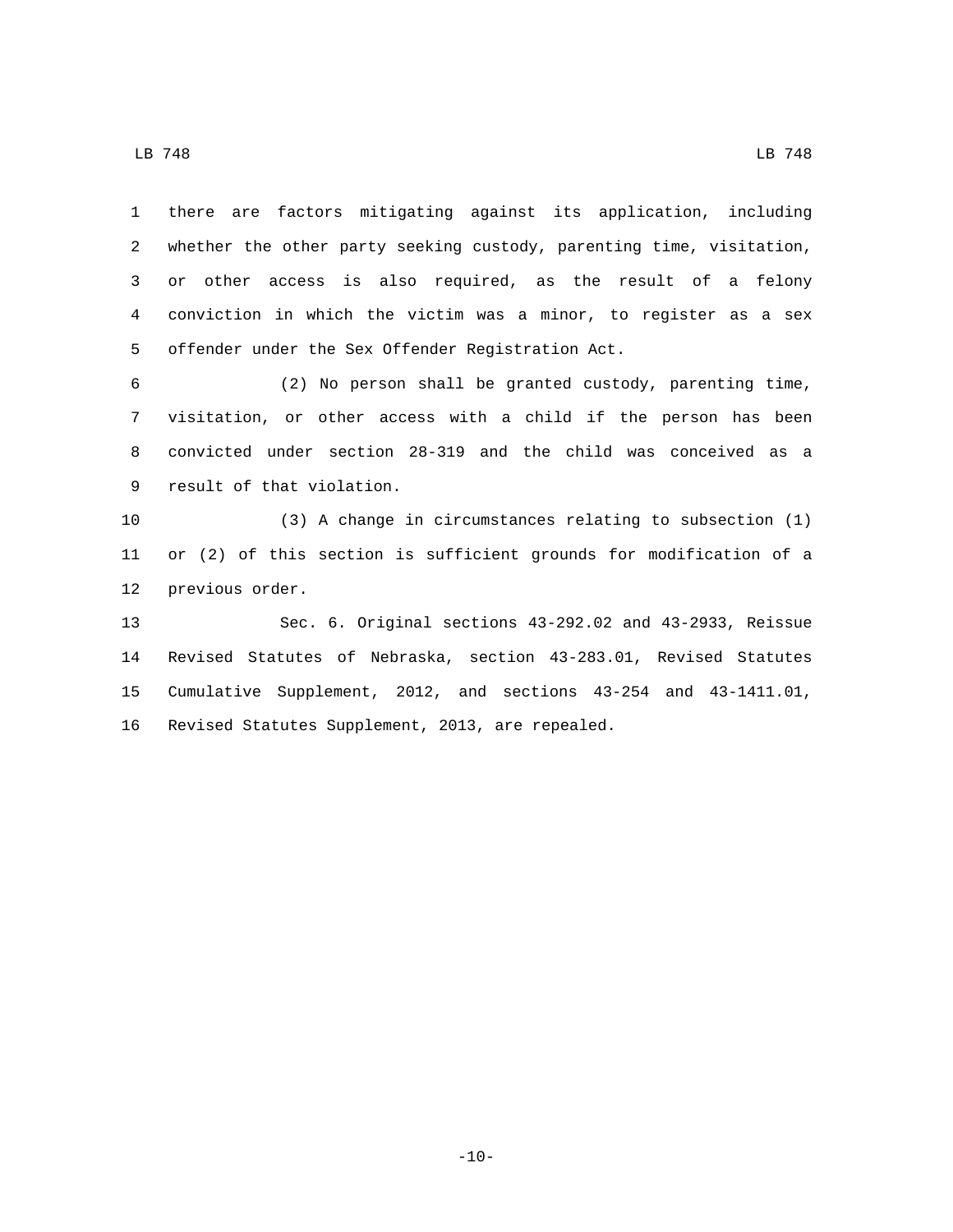there are factors mitigating against its application, including whether the other party seeking custody, parenting time, visitation, or other access is also required, as the result of a felony conviction in which the victim was a minor, to register as a sex offender under the Sex Offender Registration Act.

(2) No person shall be granted custody, parenting time, visitation, or other access with a child if the person has been convicted under section 28-319 and the child was conceived as a result of that violation.

(3) A change in circumstances relating to subsection (1) or (2) of this section is sufficient grounds for modification of a previous order.

Sec. 6. Original sections 43-292.02 and 43-2933, Reissue Revised Statutes of Nebraska, section 43-283.01, Revised Statutes Cumulative Supplement, 2012, and sections 43-254 and 43-1411.01, Revised Statutes Supplement, 2013, are repealed.